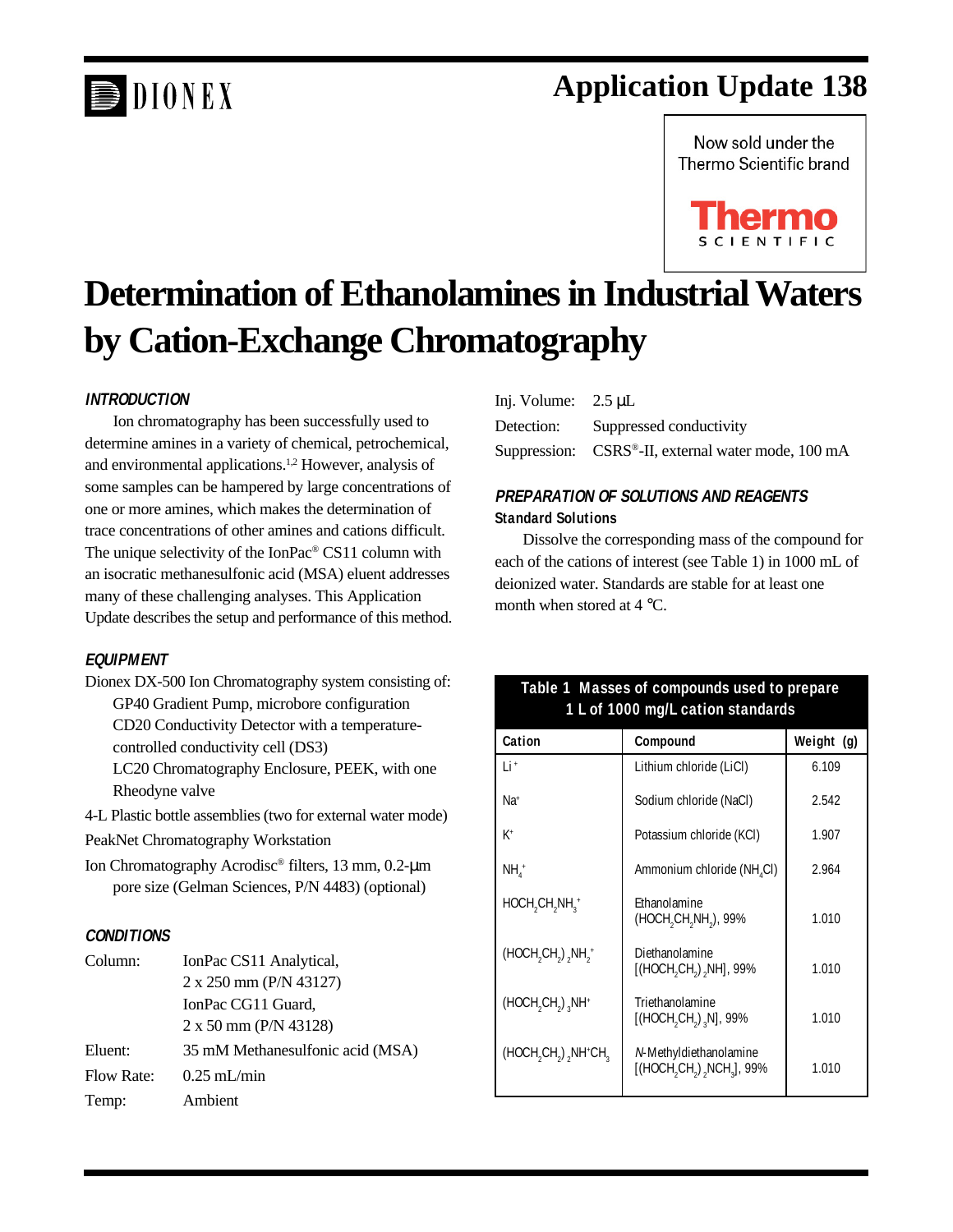# Application Update 138

Now sold under the Thermo Scientific brand

# Determination of Ethanolamines in Industrial Waters by Cation-Exchange Chromatography

## INTRODUCTION

Ion chromatography has been successfully used to determine amines in a variety of chemical, petrochemical, and environmental applications.[1,2] However, analysis of some samples can be hampered by large concentrations of one or more amines, which makes the determination of trace concentrations of other amines and cations difficult. The unique selectivity of the IonPac® CS11 column with an isocratic methanesulfonic acid (MSA) eluent addresses many of these challenging analyses. This Application Update describes the setup and performance of this method.

## EQUIPMENT

Dionex DX-500 Ion Chromatography system consisting of:

- GP40 Gradient Pump, microbore configuration
- CD20 Conductivity Detector with a temperature-controlled conductivity cell (DS3)
- LC20 Chromatography Enclosure, PEEK, with one Rheodyne valve

4-L Plastic bottle assemblies (two for external water mode)

PeakNet Chromatography Workstation

Ion Chromatography Acrodisc® filters, 13 mm, 0.2-µm pore size (Gelman Sciences, P/N 4483) (optional)

## CONDITIONS

| | |
|---|---|
| Column: | IonPac CS11 Analytical, 2 x 250 mm (P/N 43127) IonPac CG11 Guard, 2 x 50 mm (P/N 43128) |
| Eluent: | 35 mM Methanesulfonic acid (MSA) |
| Flow Rate: | 0.25 mL/min |
| Temp: | Ambient |
| Inj. Volume: | 2.5 µL |
| Detection: | Suppressed conductivity |
| Suppression: | CSRS®-II, external water mode, 100 mA |

## PREPARATION OF SOLUTIONS AND REAGENTS

### Standard Solutions

Dissolve the corresponding mass of the compound for each of the cations of interest (see Table 1) in 1000 mL of deionized water. Standards are stable for at least one month when stored at 4 °C.

**Table 1 Masses of compounds used to prepare 1 L of 1000 mg/L cation standards**

| Cation | Compound | Weight (g) |
|---|---|---|
| $Li^+$ | Lithium chloride (LiCl) | 6.109 |
| $Na^+$ | Sodium chloride (NaCl) | 2.542 |
| $K^+$ | Potassium chloride (KCl) | 1.907 |
| $NH_4^+$ | Ammonium chloride ($NH_4Cl$) | 2.964 |
| $HOCH_2CH_2NH_3^+$ | Ethanolamine ($HOCH_2CH_2NH_2$), 99% | 1.010 |
| $(HOCH_2CH_2)_2NH_2^+$ | Diethanolamine [$(HOCH_2CH_2)_2NH$], 99% | 1.010 |
| $(HOCH_2CH_2)_3NH^+$ | Triethanolamine [$(HOCH_2CH_2)_3N$], 99% | 1.010 |
| $(HOCH_2CH_2)_2NH^+CH_3$ | *N*-Methyldiethanolamine [$(HOCH_2CH_2)_2NCH_3$], 99% | 1.010 |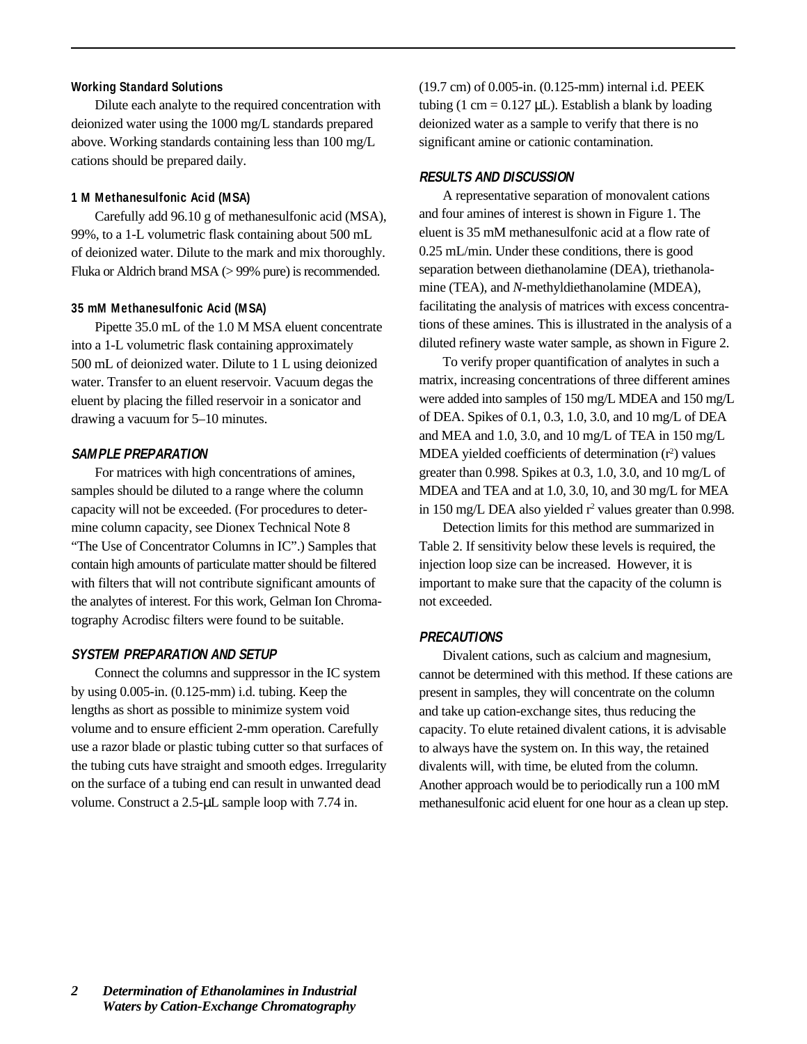### Working Standard Solutions

Dilute each analyte to the required concentration with deionized water using the 1000 mg/L standards prepared above. Working standards containing less than 100 mg/L cations should be prepared daily.

### 1 M Methanesulfonic Acid (MSA)

Carefully add 96.10 g of methanesulfonic acid (MSA), 99%, to a 1-L volumetric flask containing about 500 mL of deionized water. Dilute to the mark and mix thoroughly. Fluka or Aldrich brand MSA (> 99% pure) is recommended.

### 35 mM Methanesulfonic Acid (MSA)

Pipette 35.0 mL of the 1.0 M MSA eluent concentrate into a 1-L volumetric flask containing approximately 500 mL of deionized water. Dilute to 1 L using deionized water. Transfer to an eluent reservoir. Vacuum degas the eluent by placing the filled reservoir in a sonicator and drawing a vacuum for 5–10 minutes.

## SAMPLE PREPARATION

For matrices with high concentrations of amines, samples should be diluted to a range where the column capacity will not be exceeded. (For procedures to determine column capacity, see Dionex Technical Note 8 "The Use of Concentrator Columns in IC".) Samples that contain high amounts of particulate matter should be filtered with filters that will not contribute significant amounts of the analytes of interest. For this work, Gelman Ion Chromatography Acrodisc filters were found to be suitable.

## SYSTEM PREPARATION AND SETUP

Connect the columns and suppressor in the IC system by using 0.005-in. (0.125-mm) i.d. tubing. Keep the lengths as short as possible to minimize system void volume and to ensure efficient 2-mm operation. Carefully use a razor blade or plastic tubing cutter so that surfaces of the tubing cuts have straight and smooth edges. Irregularity on the surface of a tubing end can result in unwanted dead volume. Construct a 2.5-µL sample loop with 7.74 in. (19.7 cm) of 0.005-in. (0.125-mm) internal i.d. PEEK tubing (1 cm = 0.127 µL). Establish a blank by loading deionized water as a sample to verify that there is no significant amine or cationic contamination.

## RESULTS AND DISCUSSION

A representative separation of monovalent cations and four amines of interest is shown in Figure 1. The eluent is 35 mM methanesulfonic acid at a flow rate of 0.25 mL/min. Under these conditions, there is good separation between diethanolamine (DEA), triethanolamine (TEA), and *N*-methyldiethanolamine (MDEA), facilitating the analysis of matrices with excess concentrations of these amines. This is illustrated in the analysis of a diluted refinery waste water sample, as shown in Figure 2.

To verify proper quantification of analytes in such a matrix, increasing concentrations of three different amines were added into samples of 150 mg/L MDEA and 150 mg/L of DEA. Spikes of 0.1, 0.3, 1.0, 3.0, and 10 mg/L of DEA and MEA and 1.0, 3.0, and 10 mg/L of TEA in 150 mg/L MDEA yielded coefficients of determination ($r^2$) values greater than 0.998. Spikes at 0.3, 1.0, 3.0, and 10 mg/L of MDEA and TEA and at 1.0, 3.0, 10, and 30 mg/L for MEA in 150 mg/L DEA also yielded $r^2$ values greater than 0.998.

Detection limits for this method are summarized in Table 2. If sensitivity below these levels is required, the injection loop size can be increased. However, it is important to make sure that the capacity of the column is not exceeded.

## PRECAUTIONS

Divalent cations, such as calcium and magnesium, cannot be determined with this method. If these cations are present in samples, they will concentrate on the column and take up cation-exchange sites, thus reducing the capacity. To elute retained divalent cations, it is advisable to always have the system on. In this way, the retained divalents will, with time, be eluted from the column. Another approach would be to periodically run a 100 mM methanesulfonic acid eluent for one hour as a clean up step.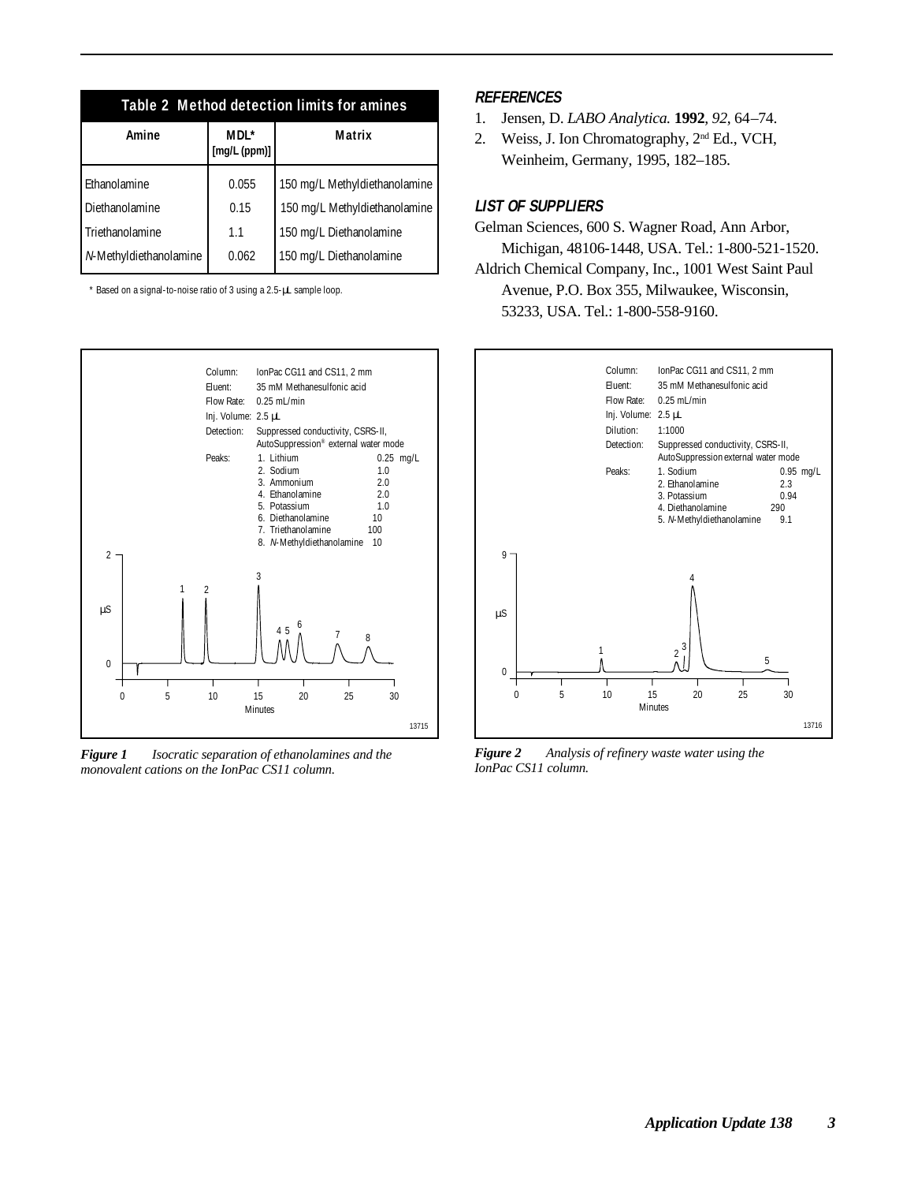| Amine | MDL* [mg/L (ppm)] | Matrix |
|---|---|---|
| Ethanolamine | 0.055 | 150 mg/L Methyldiethanolamine |
| Diethanolamine | 0.15 | 150 mg/L Methyldiethanolamine |
| Triethanolamine | 1.1 | 150 mg/L Diethanolamine |
| *N*-Methyldiethanolamine | 0.062 | 150 mg/L Diethanolamine |

**Table 2 Method detection limits for amines**

* Based on a signal-to-noise ratio of 3 using a 2.5-µL sample loop.

***Figure 1*** *Isocratic separation of ethanolamines and the monovalent cations on the IonPac CS11 column.*

### *REFERENCES*

1. Jensen, D. *LABO Analytica.* **1992**, *92*, 64–74.
2. Weiss, J. Ion Chromatography, 2nd Ed., VCH, Weinheim, Germany, 1995, 182–185.

### *LIST OF SUPPLIERS*

Gelman Sciences, 600 S. Wagner Road, Ann Arbor, Michigan, 48106-1448, USA. Tel.: 1-800-521-1520.

Aldrich Chemical Company, Inc., 1001 West Saint Paul Avenue, P.O. Box 355, Milwaukee, Wisconsin, 53233, USA. Tel.: 1-800-558-9160.

***Figure 2*** *Analysis of refinery waste water using the IonPac CS11 column.*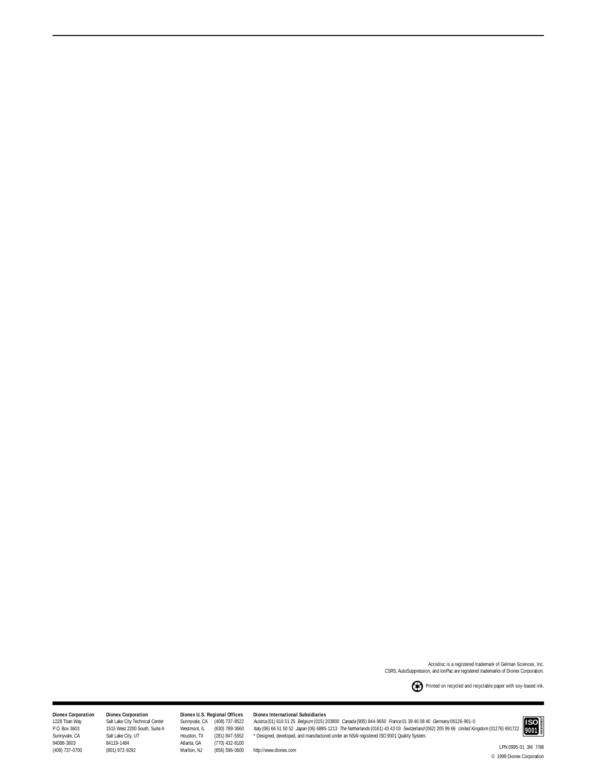Acrodisc is a registered trademark of Gelman Sciences, Inc.
CSRS, AutoSuppression, and IonPac are registered trademarks of Dionex Corporation.

Printed on recycled and recyclable paper with soy-based ink.

**Dionex Corporation**
1228 Titan Way
P.O. Box 3603
Sunnyvale, CA
94088-3603
(408) 737-0700

**Dionex Corporation**
Salt Lake City Technical Center
1515 West 2200 South, Suite A
Salt Lake City, UT
84119-1484
(801) 972-9292

**Dionex U.S. Regional Offices**
Sunnyvale, CA (408) 737-8522
Westmont, IL (630) 789-3660
Houston, TX (281) 847-5652
Atlanta, GA (770) 432-8100
Marlton, NJ (856) 596-0600

**Dionex International Subsidiaries**
*Austria* (01) 616 51 25 *Belgium* (015) 203800 *Canada* (905) 844-9650 *France* 01 39 46 08 40 *Germany* 06126-991-0
*Italy* (06) 66 51 50 52 *Japan* (06) 6885-1213 *The Netherlands* (0161) 43 43 03 *Switzerland* (062) 205 99 66 *United Kingdom* (01276) 691722
* Designed, developed, and manufactured under an NSAI registered ISO 9001 Quality System.

http://www.dionex.com

LPN 0995-01 3M 7/98
© 1998 Dionex Corporation